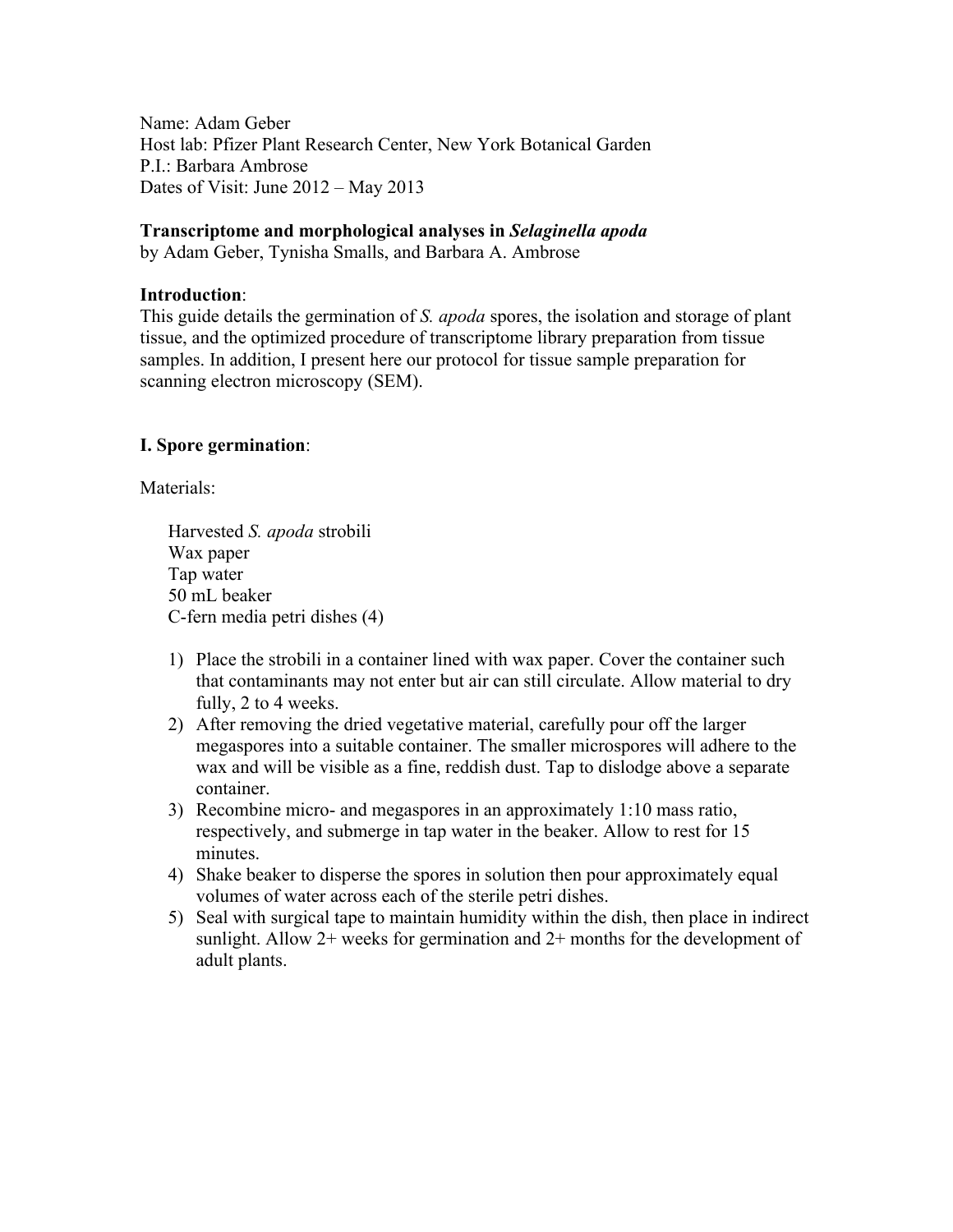Name: Adam Geber
Host lab: Pfizer Plant Research Center, New York Botanical Garden
P.I.: Barbara Ambrose
Dates of Visit: June 2012 – May 2013

**Transcriptome and morphological analyses in *Selaginella apoda***
by Adam Geber, Tynisha Smalls, and Barbara A. Ambrose

**Introduction**:
This guide details the germination of *S. apoda* spores, the isolation and storage of plant tissue, and the optimized procedure of transcriptome library preparation from tissue samples. In addition, I present here our protocol for tissue sample preparation for scanning electron microscopy (SEM).

**I. Spore germination**:

Materials:

- Harvested *S. apoda* strobili
- Wax paper
- Tap water
- 50 mL beaker
- C-fern media petri dishes (4)

1) Place the strobili in a container lined with wax paper. Cover the container such that contaminants may not enter but air can still circulate. Allow material to dry fully, 2 to 4 weeks.
2) After removing the dried vegetative material, carefully pour off the larger megaspores into a suitable container. The smaller microspores will adhere to the wax and will be visible as a fine, reddish dust. Tap to dislodge above a separate container.
3) Recombine micro- and megaspores in an approximately 1:10 mass ratio, respectively, and submerge in tap water in the beaker. Allow to rest for 15 minutes.
4) Shake beaker to disperse the spores in solution then pour approximately equal volumes of water across each of the sterile petri dishes.
5) Seal with surgical tape to maintain humidity within the dish, then place in indirect sunlight. Allow 2+ weeks for germination and 2+ months for the development of adult plants.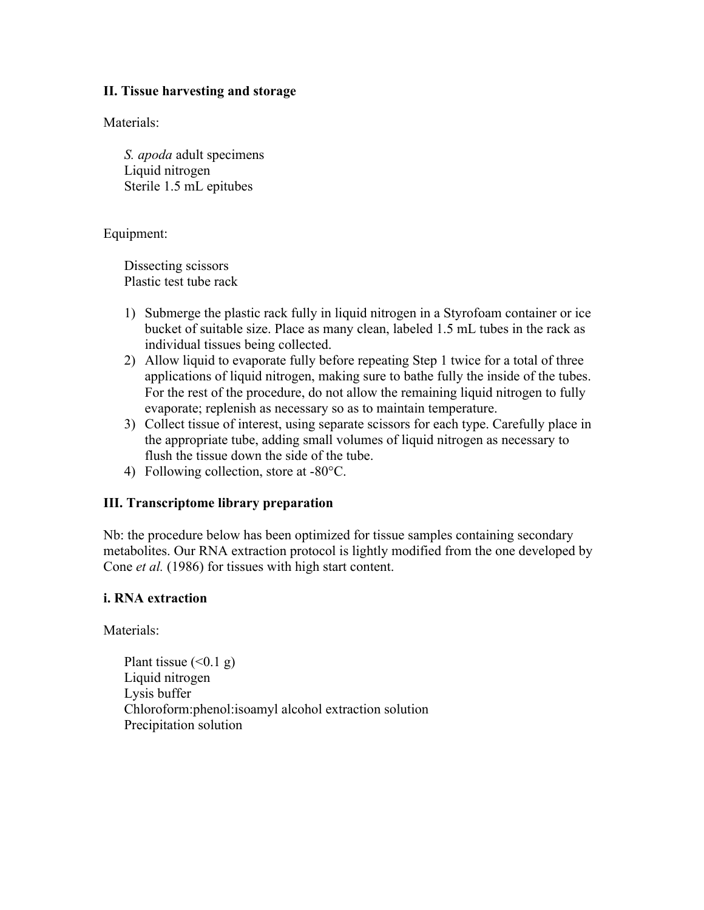### II. Tissue harvesting and storage

Materials:

*S. apoda* adult specimens
Liquid nitrogen
Sterile 1.5 mL epitubes

Equipment:

Dissecting scissors
Plastic test tube rack

1) Submerge the plastic rack fully in liquid nitrogen in a Styrofoam container or ice bucket of suitable size. Place as many clean, labeled 1.5 mL tubes in the rack as individual tissues being collected.
2) Allow liquid to evaporate fully before repeating Step 1 twice for a total of three applications of liquid nitrogen, making sure to bathe fully the inside of the tubes. For the rest of the procedure, do not allow the remaining liquid nitrogen to fully evaporate; replenish as necessary so as to maintain temperature.
3) Collect tissue of interest, using separate scissors for each type. Carefully place in the appropriate tube, adding small volumes of liquid nitrogen as necessary to flush the tissue down the side of the tube.
4) Following collection, store at -80°C.

### III. Transcriptome library preparation

Nb: the procedure below has been optimized for tissue samples containing secondary metabolites. Our RNA extraction protocol is lightly modified from the one developed by Cone *et al.* (1986) for tissues with high start content.

#### i. RNA extraction

Materials:

Plant tissue (<0.1 g)
Liquid nitrogen
Lysis buffer
Chloroform:phenol:isoamyl alcohol extraction solution
Precipitation solution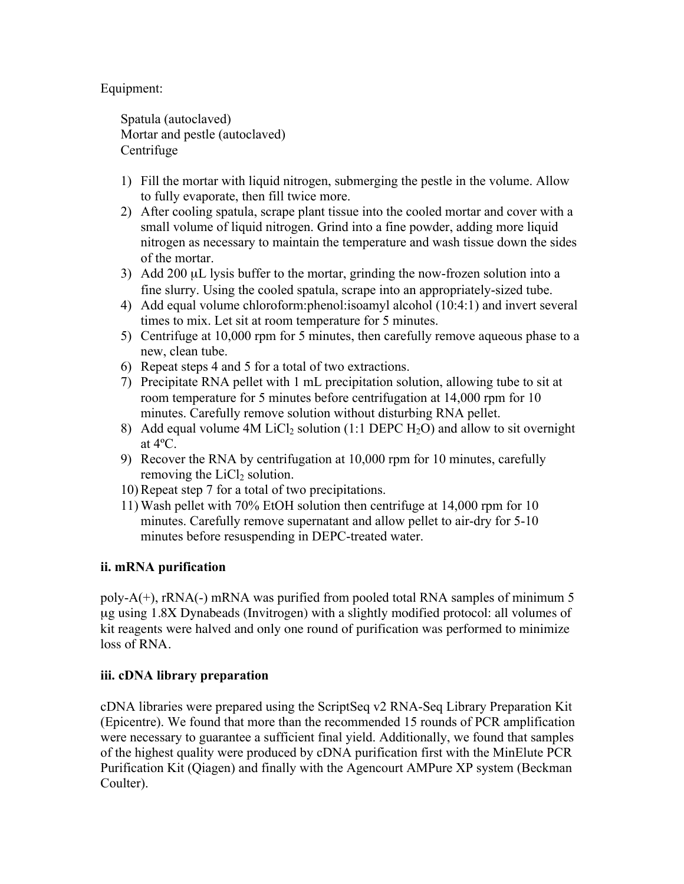Equipment:

Spatula (autoclaved)
Mortar and pestle (autoclaved)
Centrifuge

1) Fill the mortar with liquid nitrogen, submerging the pestle in the volume. Allow to fully evaporate, then fill twice more.
2) After cooling spatula, scrape plant tissue into the cooled mortar and cover with a small volume of liquid nitrogen. Grind into a fine powder, adding more liquid nitrogen as necessary to maintain the temperature and wash tissue down the sides of the mortar.
3) Add 200 μL lysis buffer to the mortar, grinding the now-frozen solution into a fine slurry. Using the cooled spatula, scrape into an appropriately-sized tube.
4) Add equal volume chloroform:phenol:isoamyl alcohol (10:4:1) and invert several times to mix. Let sit at room temperature for 5 minutes.
5) Centrifuge at 10,000 rpm for 5 minutes, then carefully remove aqueous phase to a new, clean tube.
6) Repeat steps 4 and 5 for a total of two extractions.
7) Precipitate RNA pellet with 1 mL precipitation solution, allowing tube to sit at room temperature for 5 minutes before centrifugation at 14,000 rpm for 10 minutes. Carefully remove solution without disturbing RNA pellet.
8) Add equal volume 4M $LiCl_2$ solution (1:1 DEPC $H_2O$) and allow to sit overnight at 4ºC.
9) Recover the RNA by centrifugation at 10,000 rpm for 10 minutes, carefully removing the $LiCl_2$ solution.
10) Repeat step 7 for a total of two precipitations.
11) Wash pellet with 70% EtOH solution then centrifuge at 14,000 rpm for 10 minutes. Carefully remove supernatant and allow pellet to air-dry for 5-10 minutes before resuspending in DEPC-treated water.

**ii. mRNA purification**

poly-A(+), rRNA(-) mRNA was purified from pooled total RNA samples of minimum 5 μg using 1.8X Dynabeads (Invitrogen) with a slightly modified protocol: all volumes of kit reagents were halved and only one round of purification was performed to minimize loss of RNA.

**iii. cDNA library preparation**

cDNA libraries were prepared using the ScriptSeq v2 RNA-Seq Library Preparation Kit (Epicentre). We found that more than the recommended 15 rounds of PCR amplification were necessary to guarantee a sufficient final yield. Additionally, we found that samples of the highest quality were produced by cDNA purification first with the MinElute PCR Purification Kit (Qiagen) and finally with the Agencourt AMPure XP system (Beckman Coulter).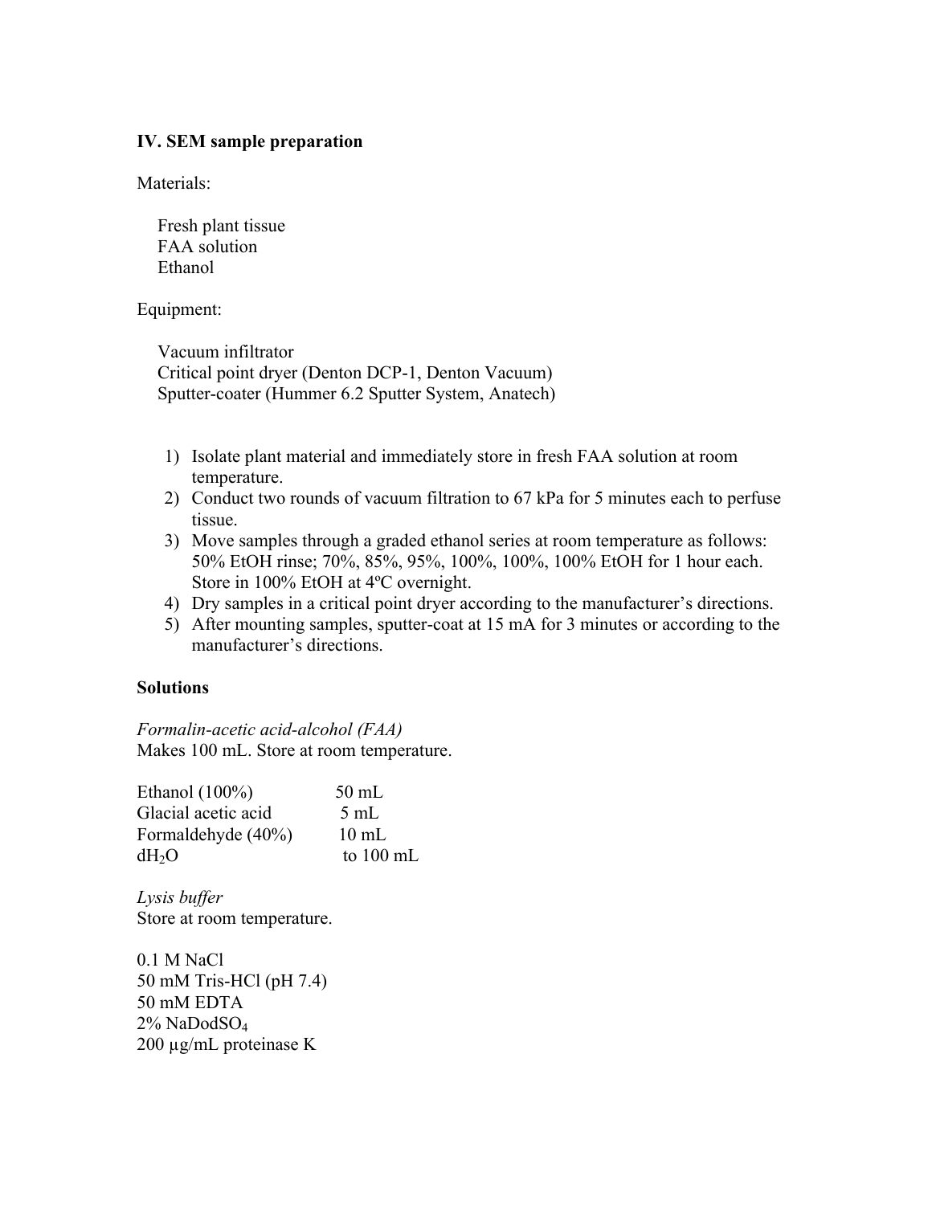### IV. SEM sample preparation

Materials:

- Fresh plant tissue
- FAA solution
- Ethanol

Equipment:

- Vacuum infiltrator
- Critical point dryer (Denton DCP-1, Denton Vacuum)
- Sputter-coater (Hummer 6.2 Sputter System, Anatech)

1) Isolate plant material and immediately store in fresh FAA solution at room temperature.
2) Conduct two rounds of vacuum filtration to 67 kPa for 5 minutes each to perfuse tissue.
3) Move samples through a graded ethanol series at room temperature as follows: 50% EtOH rinse; 70%, 85%, 95%, 100%, 100%, 100% EtOH for 1 hour each. Store in 100% EtOH at 4ºC overnight.
4) Dry samples in a critical point dryer according to the manufacturer's directions.
5) After mounting samples, sputter-coat at 15 mA for 3 minutes or according to the manufacturer's directions.

### Solutions

*Formalin-acetic acid-alcohol (FAA)*
Makes 100 mL. Store at room temperature.

| | |
|---|---|
| Ethanol (100%) | 50 mL |
| Glacial acetic acid | 5 mL |
| Formaldehyde (40%) | 10 mL |
| $dH_2O$ | to 100 mL |

*Lysis buffer*
Store at room temperature.

0.1 M NaCl
50 mM Tris-HCl (pH 7.4)
50 mM EDTA
2% $NaDodSO_4$
200 µg/mL proteinase K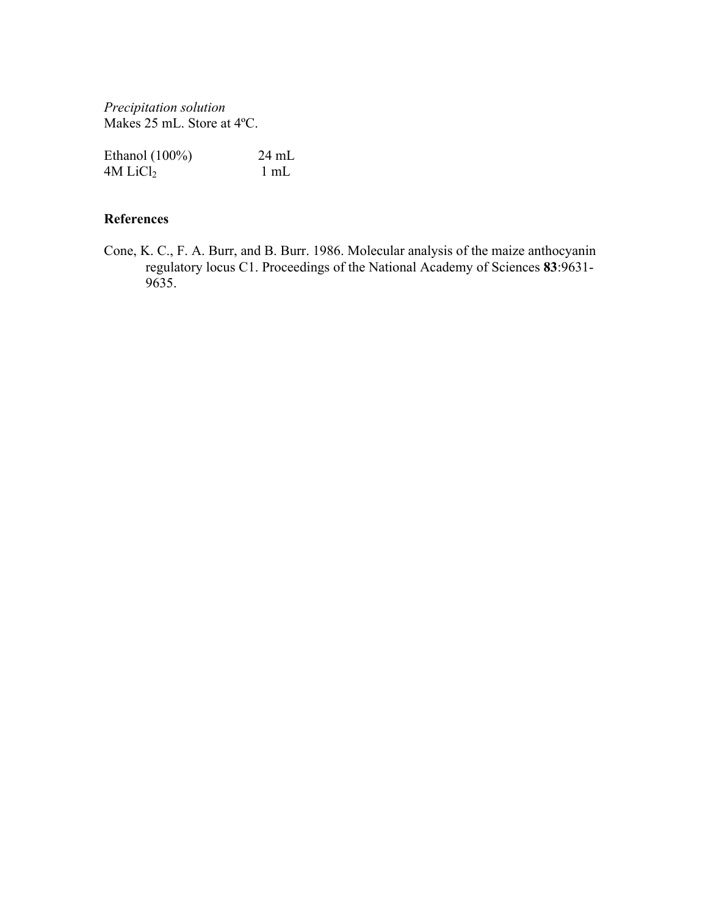*Precipitation solution*
Makes 25 mL. Store at 4ºC.

| | |
|---|---|
| Ethanol (100%) | 24 mL |
| 4M $LiCl_2$ | 1 mL |

**References**

Cone, K. C., F. A. Burr, and B. Burr. 1986. Molecular analysis of the maize anthocyanin regulatory locus C1. Proceedings of the National Academy of Sciences **83**:9631-9635.